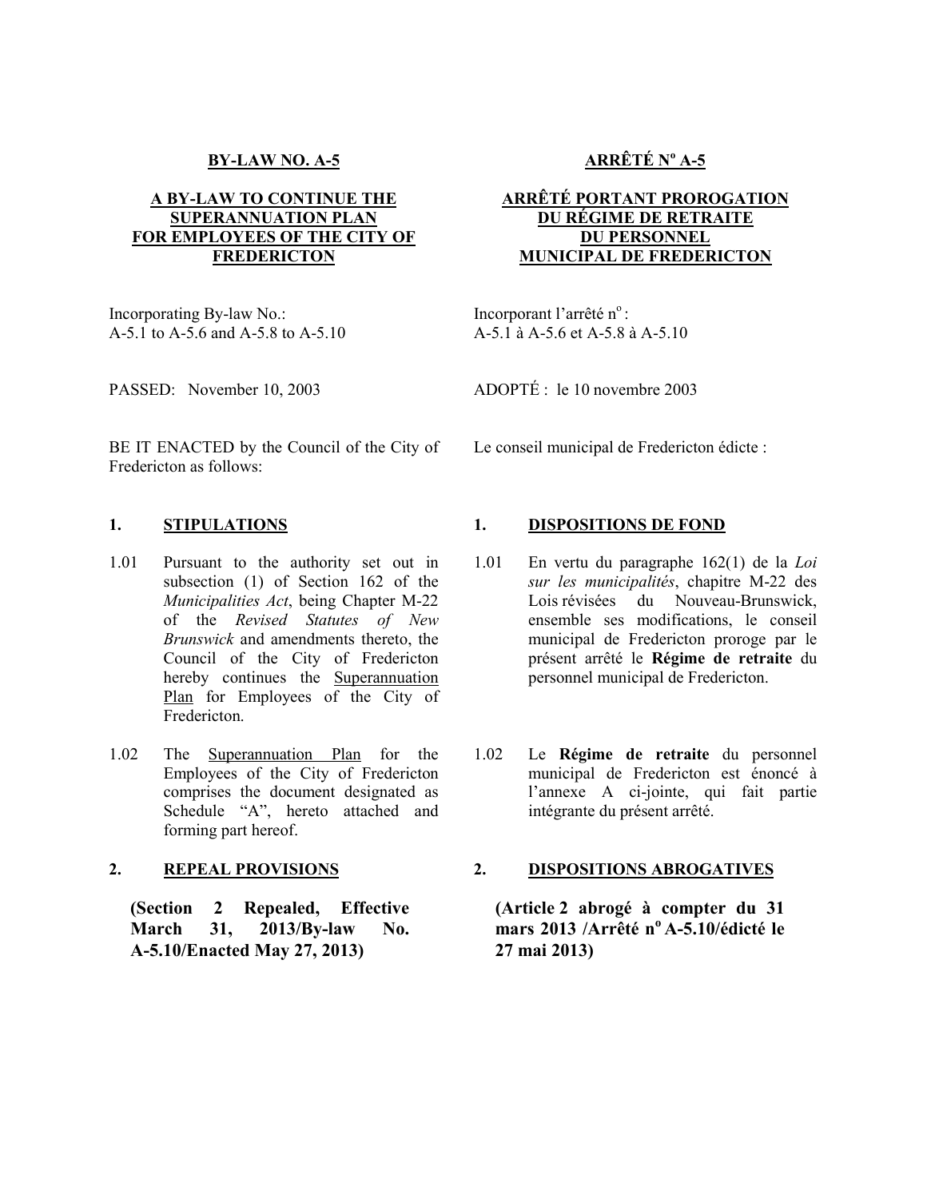# BY-LAW NO. A-5

## A BY-LAW TO CONTINUE THE SUPERANNUATION PLAN FOR EMPLOYEES OF THE CITY OF FREDERICTON

Incorporating By-law No.:
A-5.1 to A-5.6 and A-5.8 to A-5.10

PASSED: November 10, 2003

BE IT ENACTED by the Council of the City of Fredericton as follows:

### 1. STIPULATIONS

1.01 Pursuant to the authority set out in subsection (1) of Section 162 of the *Municipalities Act*, being Chapter M-22 of the *Revised Statutes of New Brunswick* and amendments thereto, the Council of the City of Fredericton hereby continues the Superannuation Plan for Employees of the City of Fredericton.

1.02 The Superannuation Plan for the Employees of the City of Fredericton comprises the document designated as Schedule "A", hereto attached and forming part hereof.

### 2. REPEAL PROVISIONS

**(Section 2 Repealed, Effective March 31, 2013/By-law No. A-5.10/Enacted May 27, 2013)**

# ARRÊTÉ Nº A-5

## ARRÊTÉ PORTANT PROROGATION DU RÉGIME DE RETRAITE DU PERSONNEL MUNICIPAL DE FREDERICTON

Incorporant l'arrêté nº :
A-5.1 à A-5.6 et A-5.8 à A-5.10

ADOPTÉ : le 10 novembre 2003

Le conseil municipal de Fredericton édicte :

### 1. DISPOSITIONS DE FOND

1.01 En vertu du paragraphe 162(1) de la *Loi sur les municipalités*, chapitre M-22 des Lois révisées du Nouveau-Brunswick, ensemble ses modifications, le conseil municipal de Fredericton proroge par le présent arrêté le **Régime de retraite** du personnel municipal de Fredericton.

1.02 Le **Régime de retraite** du personnel municipal de Fredericton est énoncé à l'annexe A ci-jointe, qui fait partie intégrante du présent arrêté.

### 2. DISPOSITIONS ABROGATIVES

**(Article 2 abrogé à compter du 31 mars 2013 /Arrêté nº A-5.10/édicté le 27 mai 2013)**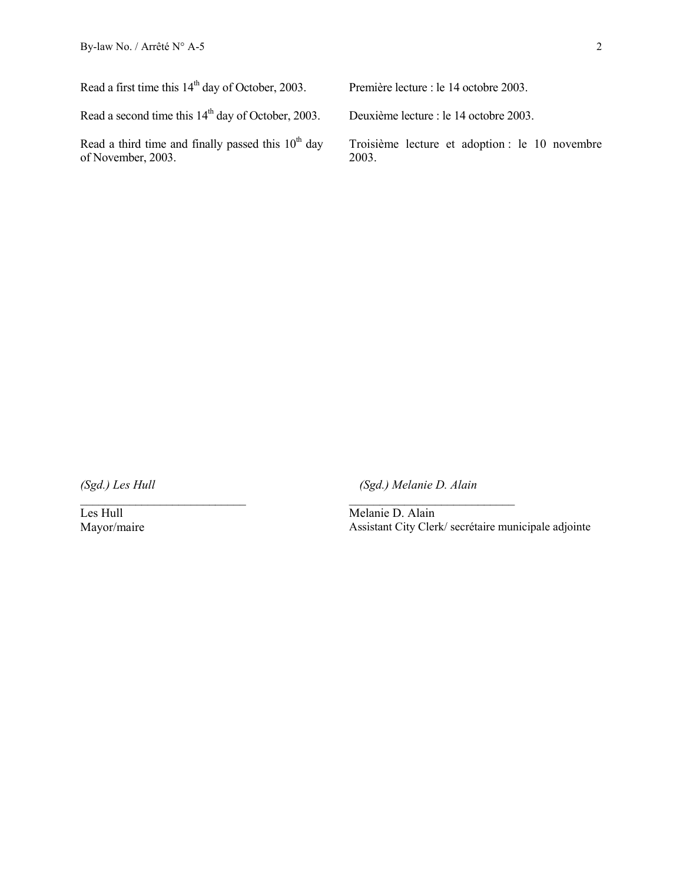Read a first time this 14th day of October, 2003.

Première lecture : le 14 octobre 2003.

Read a second time this 14th day of October, 2003.

Deuxième lecture : le 14 octobre 2003.

Read a third time and finally passed this 10th day of November, 2003.

Troisième lecture et adoption : le 10 novembre 2003.

*(Sgd.) Les Hull*

\_\_\_\_\_\_\_\_\_\_\_\_\_\_\_\_\_\_\_\_\_\_\_\_\_\_\_\_

Les Hull
Mayor/maire

*(Sgd.) Melanie D. Alain*

\_\_\_\_\_\_\_\_\_\_\_\_\_\_\_\_\_\_\_\_\_\_\_\_\_\_\_\_

Melanie D. Alain
Assistant City Clerk/ secrétaire municipale adjointe